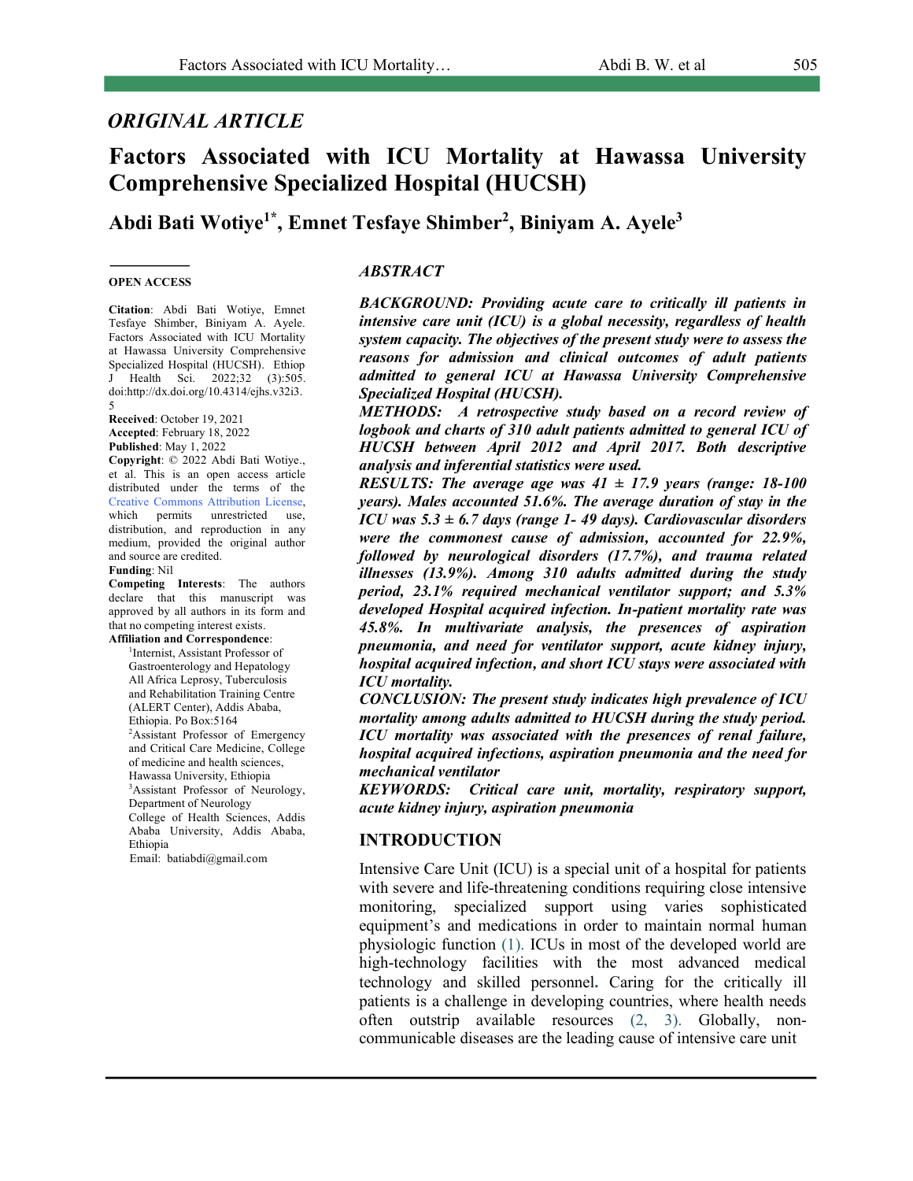## ORIGINAL ARTICLE

# Factors Associated with ICU Mortality at Hawassa University Comprehensive Specialized Hospital (HUCSH)

**Abdi Bati Wotiye[1*], Emnet Tesfaye Shimber[2], Biniyam A. Ayele[3]**

**OPEN ACCESS**

**Citation**: Abdi Bati Wotiye, Emnet Tesfaye Shimber, Biniyam A. Ayele. Factors Associated with ICU Mortality at Hawassa University Comprehensive Specialized Hospital (HUCSH). Ethiop J Health Sci. 2022;32 (3):505. doi:http://dx.doi.org/10.4314/ejhs.v32i3.5

**Received**: October 19, 2021
**Accepted**: February 18, 2022
**Published**: May 1, 2022

**Copyright**: © 2022 Abdi Bati Wotiye., et al. This is an open access article distributed under the terms of the Creative Commons Attribution License, which permits unrestricted use, distribution, and reproduction in any medium, provided the original author and source are credited.

**Funding**: Nil

**Competing Interests**: The authors declare that this manuscript was approved by all authors in its form and that no competing interest exists.

**Affiliation and Correspondence**:

[1]Internist, Assistant Professor of Gastroenterology and Hepatology All Africa Leprosy, Tuberculosis and Rehabilitation Training Centre (ALERT Center), Addis Ababa, Ethiopia. Po Box:5164

[2]Assistant Professor of Emergency and Critical Care Medicine, College of medicine and health sciences, Hawassa University, Ethiopia

[3]Assistant Professor of Neurology, Department of Neurology College of Health Sciences, Addis Ababa University, Addis Ababa, Ethiopia

Email: batiabdi@gmail.com

### *ABSTRACT*

***BACKGROUND: Providing acute care to critically ill patients in intensive care unit (ICU) is a global necessity, regardless of health system capacity. The objectives of the present study were to assess the reasons for admission and clinical outcomes of adult patients admitted to general ICU at Hawassa University Comprehensive Specialized Hospital (HUCSH).***

***METHODS: A retrospective study based on a record review of logbook and charts of 310 adult patients admitted to general ICU of HUCSH between April 2012 and April 2017. Both descriptive analysis and inferential statistics were used.***

***RESULTS: The average age was 41 ± 17.9 years (range: 18-100 years). Males accounted 51.6%. The average duration of stay in the ICU was 5.3 ± 6.7 days (range 1- 49 days). Cardiovascular disorders were the commonest cause of admission, accounted for 22.9%, followed by neurological disorders (17.7%), and trauma related illnesses (13.9%). Among 310 adults admitted during the study period, 23.1% required mechanical ventilator support; and 5.3% developed Hospital acquired infection. In-patient mortality rate was 45.8%. In multivariate analysis, the presences of aspiration pneumonia, and need for ventilator support, acute kidney injury, hospital acquired infection, and short ICU stays were associated with ICU mortality.***

***CONCLUSION: The present study indicates high prevalence of ICU mortality among adults admitted to HUCSH during the study period. ICU mortality was associated with the presences of renal failure, hospital acquired infections, aspiration pneumonia and the need for mechanical ventilator***

***KEYWORDS: Critical care unit, mortality, respiratory support, acute kidney injury, aspiration pneumonia***

## INTRODUCTION

Intensive Care Unit (ICU) is a special unit of a hospital for patients with severe and life-threatening conditions requiring close intensive monitoring, specialized support using varies sophisticated equipment's and medications in order to maintain normal human physiologic function (1). ICUs in most of the developed world are high-technology facilities with the most advanced medical technology and skilled personnel**.** Caring for the critically ill patients is a challenge in developing countries, where health needs often outstrip available resources (2, 3). Globally, non-communicable diseases are the leading cause of intensive care unit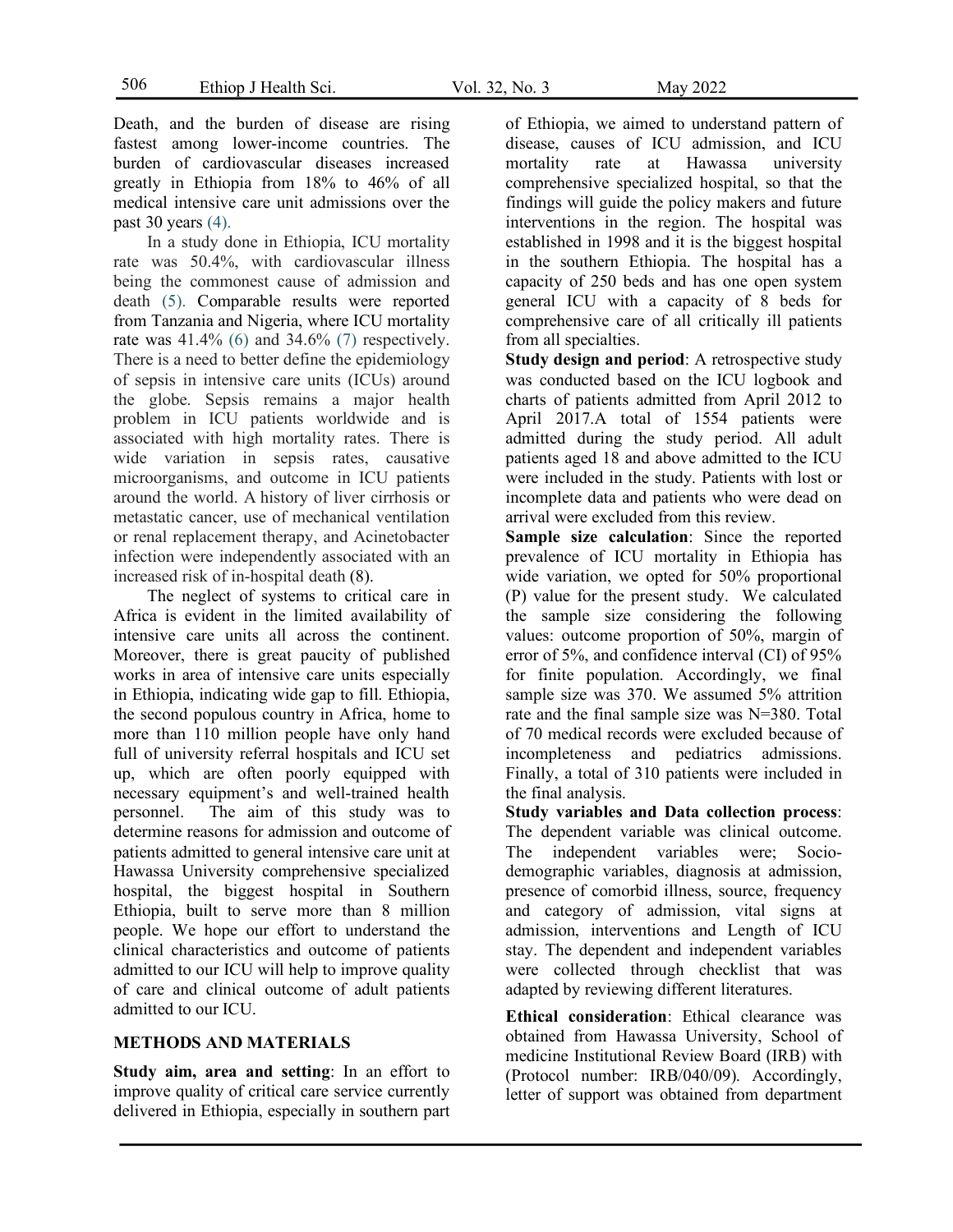Death, and the burden of disease are rising fastest among lower-income countries. The burden of cardiovascular diseases increased greatly in Ethiopia from 18% to 46% of all medical intensive care unit admissions over the past 30 years (4).

In a study done in Ethiopia, ICU mortality rate was 50.4%, with cardiovascular illness being the commonest cause of admission and death (5). Comparable results were reported from Tanzania and Nigeria, where ICU mortality rate was 41.4% (6) and 34.6% (7) respectively. There is a need to better define the epidemiology of sepsis in intensive care units (ICUs) around the globe. Sepsis remains a major health problem in ICU patients worldwide and is associated with high mortality rates. There is wide variation in sepsis rates, causative microorganisms, and outcome in ICU patients around the world. A history of liver cirrhosis or metastatic cancer, use of mechanical ventilation or renal replacement therapy, and Acinetobacter infection were independently associated with an increased risk of in-hospital death (8).

The neglect of systems to critical care in Africa is evident in the limited availability of intensive care units all across the continent. Moreover, there is great paucity of published works in area of intensive care units especially in Ethiopia, indicating wide gap to fill. Ethiopia, the second populous country in Africa, home to more than 110 million people have only hand full of university referral hospitals and ICU set up, which are often poorly equipped with necessary equipment's and well-trained health personnel. The aim of this study was to determine reasons for admission and outcome of patients admitted to general intensive care unit at Hawassa University comprehensive specialized hospital, the biggest hospital in Southern Ethiopia, built to serve more than 8 million people. We hope our effort to understand the clinical characteristics and outcome of patients admitted to our ICU will help to improve quality of care and clinical outcome of adult patients admitted to our ICU.

## METHODS AND MATERIALS

**Study aim, area and setting**: In an effort to improve quality of critical care service currently delivered in Ethiopia, especially in southern part of Ethiopia, we aimed to understand pattern of disease, causes of ICU admission, and ICU mortality rate at Hawassa university comprehensive specialized hospital, so that the findings will guide the policy makers and future interventions in the region. The hospital was established in 1998 and it is the biggest hospital in the southern Ethiopia. The hospital has a capacity of 250 beds and has one open system general ICU with a capacity of 8 beds for comprehensive care of all critically ill patients from all specialties.

**Study design and period**: A retrospective study was conducted based on the ICU logbook and charts of patients admitted from April 2012 to April 2017.A total of 1554 patients were admitted during the study period. All adult patients aged 18 and above admitted to the ICU were included in the study. Patients with lost or incomplete data and patients who were dead on arrival were excluded from this review.

**Sample size calculation**: Since the reported prevalence of ICU mortality in Ethiopia has wide variation, we opted for 50% proportional (P) value for the present study. We calculated the sample size considering the following values: outcome proportion of 50%, margin of error of 5%, and confidence interval (CI) of 95% for finite population. Accordingly, we final sample size was 370. We assumed 5% attrition rate and the final sample size was N=380. Total of 70 medical records were excluded because of incompleteness and pediatrics admissions. Finally, a total of 310 patients were included in the final analysis.

**Study variables and Data collection process**: The dependent variable was clinical outcome. The independent variables were; Socio-demographic variables, diagnosis at admission, presence of comorbid illness, source, frequency and category of admission, vital signs at admission, interventions and Length of ICU stay. The dependent and independent variables were collected through checklist that was adapted by reviewing different literatures.

**Ethical consideration**: Ethical clearance was obtained from Hawassa University, School of medicine Institutional Review Board (IRB) with (Protocol number: IRB/040/09). Accordingly, letter of support was obtained from department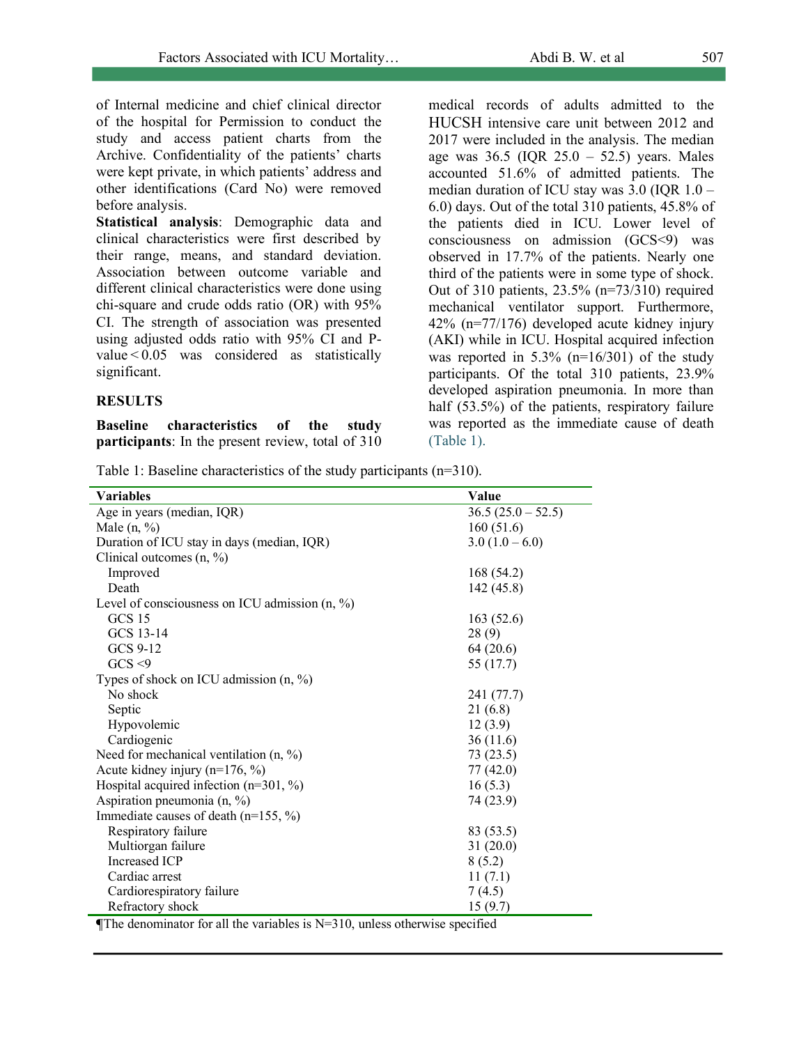of Internal medicine and chief clinical director of the hospital for Permission to conduct the study and access patient charts from the Archive. Confidentiality of the patients' charts were kept private, in which patients' address and other identifications (Card No) were removed before analysis.

**Statistical analysis**: Demographic data and clinical characteristics were first described by their range, means, and standard deviation. Association between outcome variable and different clinical characteristics were done using chi-square and crude odds ratio (OR) with 95% CI. The strength of association was presented using adjusted odds ratio with 95% CI and P-value < 0.05 was considered as statistically significant.

## RESULTS

**Baseline characteristics of the study participants**: In the present review, total of 310 medical records of adults admitted to the HUCSH intensive care unit between 2012 and 2017 were included in the analysis. The median age was 36.5 (IQR 25.0 – 52.5) years. Males accounted 51.6% of admitted patients. The median duration of ICU stay was 3.0 (IQR 1.0 – 6.0) days. Out of the total 310 patients, 45.8% of the patients died in ICU. Lower level of consciousness on admission (GCS<9) was observed in 17.7% of the patients. Nearly one third of the patients were in some type of shock. Out of 310 patients, 23.5% (n=73/310) required mechanical ventilator support. Furthermore, 42% (n=77/176) developed acute kidney injury (AKI) while in ICU. Hospital acquired infection was reported in 5.3% (n=16/301) of the study participants. Of the total 310 patients, 23.9% developed aspiration pneumonia. In more than half (53.5%) of the patients, respiratory failure was reported as the immediate cause of death (Table 1).

Table 1: Baseline characteristics of the study participants (n=310).

| Variables | Value |
|---|---|
| Age in years (median, IQR) | 36.5 (25.0 – 52.5) |
| Male (n, %) | 160 (51.6) |
| Duration of ICU stay in days (median, IQR) | 3.0 (1.0 – 6.0) |
| Clinical outcomes (n, %) | |
| Improved | 168 (54.2) |
| Death | 142 (45.8) |
| Level of consciousness on ICU admission (n, %) | |
| GCS 15 | 163 (52.6) |
| GCS 13-14 | 28 (9) |
| GCS 9-12 | 64 (20.6) |
| GCS <9 | 55 (17.7) |
| Types of shock on ICU admission (n, %) | |
| No shock | 241 (77.7) |
| Septic | 21 (6.8) |
| Hypovolemic | 12 (3.9) |
| Cardiogenic | 36 (11.6) |
| Need for mechanical ventilation (n, %) | 73 (23.5) |
| Acute kidney injury (n=176, %) | 77 (42.0) |
| Hospital acquired infection (n=301, %) | 16 (5.3) |
| Aspiration pneumonia (n, %) | 74 (23.9) |
| Immediate causes of death (n=155, %) | |
| Respiratory failure | 83 (53.5) |
| Multiorgan failure | 31 (20.0) |
| Increased ICP | 8 (5.2) |
| Cardiac arrest | 11 (7.1) |
| Cardiorespiratory failure | 7 (4.5) |
| Refractory shock | 15 (9.7) |

¶The denominator for all the variables is N=310, unless otherwise specified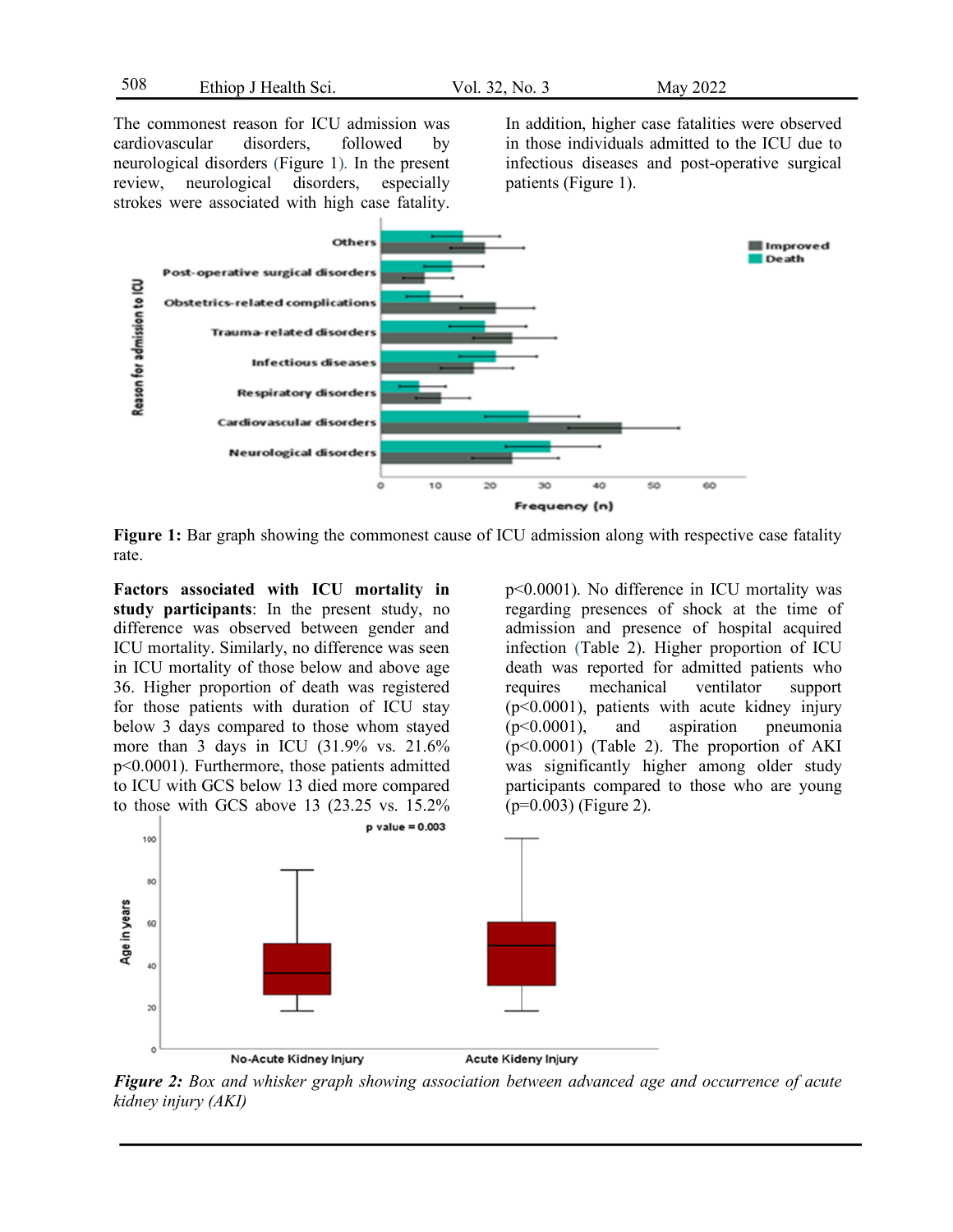The commonest reason for ICU admission was cardiovascular disorders, followed by neurological disorders (Figure 1). In the present review, neurological disorders, especially strokes were associated with high case fatality. In addition, higher case fatalities were observed in those individuals admitted to the ICU due to infectious diseases and post-operative surgical patients (Figure 1).

**Figure 1:** Bar graph showing the commonest cause of ICU admission along with respective case fatality rate.

**Factors associated with ICU mortality in study participants**: In the present study, no difference was observed between gender and ICU mortality. Similarly, no difference was seen in ICU mortality of those below and above age 36. Higher proportion of death was registered for those patients with duration of ICU stay below 3 days compared to those whom stayed more than 3 days in ICU (31.9% vs. 21.6% $p<0.0001$). Furthermore, those patients admitted to ICU with GCS below 13 died more compared to those with GCS above 13 (23.25 vs. 15.2% $p<0.0001$). No difference in ICU mortality was regarding presences of shock at the time of admission and presence of hospital acquired infection (Table 2). Higher proportion of ICU death was reported for admitted patients who requires mechanical ventilator support ($p<0.0001$), patients with acute kidney injury ($p<0.0001$), and aspiration pneumonia ($p<0.0001$) (Table 2). The proportion of AKI was significantly higher among older study participants compared to those who are young ($p=0.003$) (Figure 2).

*__Figure 2:__ Box and whisker graph showing association between advanced age and occurrence of acute kidney injury (AKI)*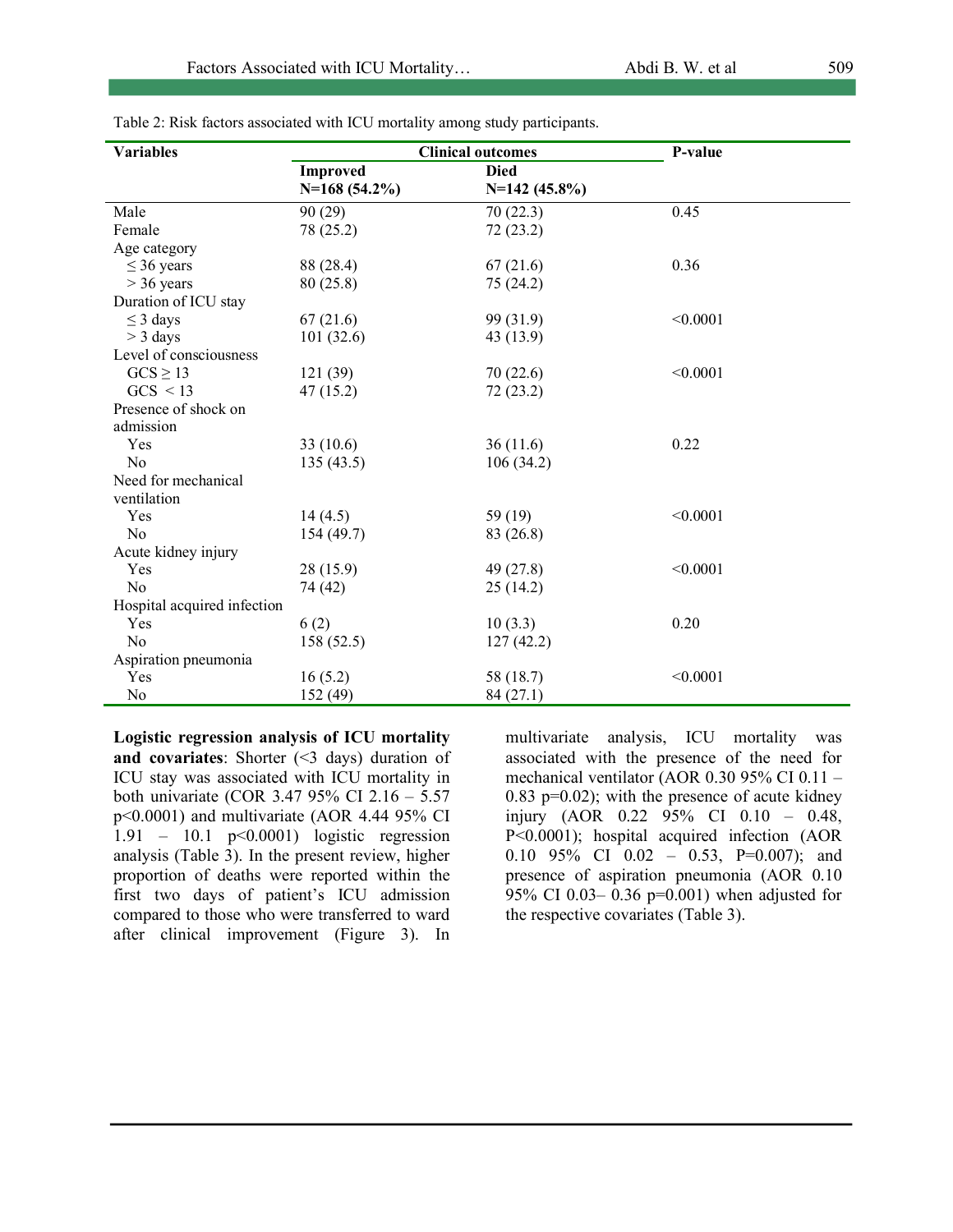Table 2: Risk factors associated with ICU mortality among study participants.

| Variables | Clinical outcomes | | P-value |
|---|---|---|---|
| | **Improved N=168 (54.2%)** | **Died N=142 (45.8%)** | |
| Male | 90 (29) | 70 (22.3) | 0.45 |
| Female | 78 (25.2) | 72 (23.2) | |
| Age category | | | |
| ≤ 36 years | 88 (28.4) | 67 (21.6) | 0.36 |
| > 36 years | 80 (25.8) | 75 (24.2) | |
| Duration of ICU stay | | | |
| ≤ 3 days | 67 (21.6) | 99 (31.9) | <0.0001 |
| > 3 days | 101 (32.6) | 43 (13.9) | |
| Level of consciousness | | | |
| GCS ≥ 13 | 121 (39) | 70 (22.6) | <0.0001 |
| GCS < 13 | 47 (15.2) | 72 (23.2) | |
| Presence of shock on admission | | | |
| Yes | 33 (10.6) | 36 (11.6) | 0.22 |
| No | 135 (43.5) | 106 (34.2) | |
| Need for mechanical ventilation | | | |
| Yes | 14 (4.5) | 59 (19) | <0.0001 |
| No | 154 (49.7) | 83 (26.8) | |
| Acute kidney injury | | | |
| Yes | 28 (15.9) | 49 (27.8) | <0.0001 |
| No | 74 (42) | 25 (14.2) | |
| Hospital acquired infection | | | |
| Yes | 6 (2) | 10 (3.3) | 0.20 |
| No | 158 (52.5) | 127 (42.2) | |
| Aspiration pneumonia | | | |
| Yes | 16 (5.2) | 58 (18.7) | <0.0001 |
| No | 152 (49) | 84 (27.1) | |

**Logistic regression analysis of ICU mortality and covariates**: Shorter (<3 days) duration of ICU stay was associated with ICU mortality in both univariate (COR 3.47 95% CI 2.16 – 5.57 p<0.0001) and multivariate (AOR 4.44 95% CI 1.91 – 10.1 p<0.0001) logistic regression analysis (Table 3). In the present review, higher proportion of deaths were reported within the first two days of patient's ICU admission compared to those who were transferred to ward after clinical improvement (Figure 3). In multivariate analysis, ICU mortality was associated with the presence of the need for mechanical ventilator (AOR 0.30 95% CI 0.11 – 0.83 p=0.02); with the presence of acute kidney injury (AOR 0.22 95% CI 0.10 – 0.48, P<0.0001); hospital acquired infection (AOR 0.10 95% CI 0.02 – 0.53, P=0.007); and presence of aspiration pneumonia (AOR 0.10 95% CI 0.03– 0.36 p=0.001) when adjusted for the respective covariates (Table 3).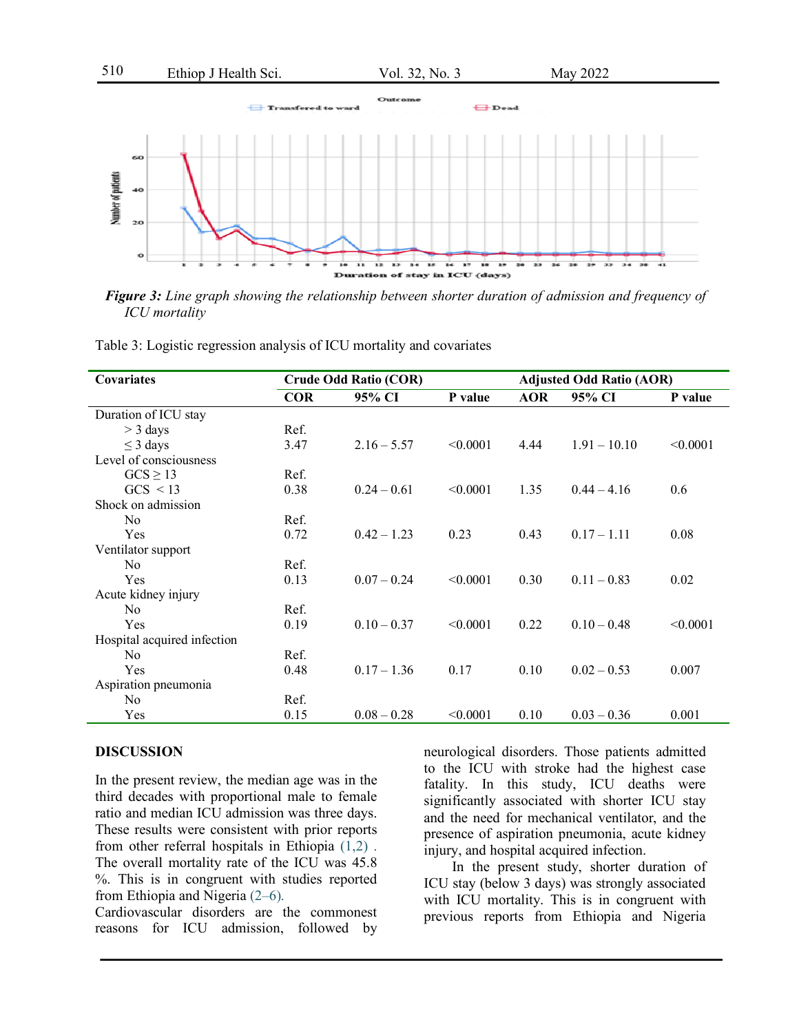*Figure 3: Line graph showing the relationship between shorter duration of admission and frequency of ICU mortality*

Table 3: Logistic regression analysis of ICU mortality and covariates

| Covariates | Crude Odd Ratio (COR) | | | Adjusted Odd Ratio (AOR) | | |
|---|---|---|---|---|---|---|
| | **COR** | **95% CI** | **P value** | **AOR** | **95% CI** | **P value** |
| Duration of ICU stay | | | | | | |
| > 3 days | Ref. | | | | | |
| ≤ 3 days | 3.47 | 2.16 – 5.57 | <0.0001 | 4.44 | 1.91 – 10.10 | <0.0001 |
| Level of consciousness | | | | | | |
| GCS ≥ 13 | Ref. | | | | | |
| GCS < 13 | 0.38 | 0.24 – 0.61 | <0.0001 | 1.35 | 0.44 – 4.16 | 0.6 |
| Shock on admission | | | | | | |
| No | Ref. | | | | | |
| Yes | 0.72 | 0.42 – 1.23 | 0.23 | 0.43 | 0.17 – 1.11 | 0.08 |
| Ventilator support | | | | | | |
| No | Ref. | | | | | |
| Yes | 0.13 | 0.07 – 0.24 | <0.0001 | 0.30 | 0.11 – 0.83 | 0.02 |
| Acute kidney injury | | | | | | |
| No | Ref. | | | | | |
| Yes | 0.19 | 0.10 – 0.37 | <0.0001 | 0.22 | 0.10 – 0.48 | <0.0001 |
| Hospital acquired infection | | | | | | |
| No | Ref. | | | | | |
| Yes | 0.48 | 0.17 – 1.36 | 0.17 | 0.10 | 0.02 – 0.53 | 0.007 |
| Aspiration pneumonia | | | | | | |
| No | Ref. | | | | | |
| Yes | 0.15 | 0.08 – 0.28 | <0.0001 | 0.10 | 0.03 – 0.36 | 0.001 |

## DISCUSSION

In the present review, the median age was in the third decades with proportional male to female ratio and median ICU admission was three days. These results were consistent with prior reports from other referral hospitals in Ethiopia (1,2) . The overall mortality rate of the ICU was 45.8 %. This is in congruent with studies reported from Ethiopia and Nigeria (2–6).
Cardiovascular disorders are the commonest reasons for ICU admission, followed by neurological disorders. Those patients admitted to the ICU with stroke had the highest case fatality. In this study, ICU deaths were significantly associated with shorter ICU stay and the need for mechanical ventilator, and the presence of aspiration pneumonia, acute kidney injury, and hospital acquired infection.

In the present study, shorter duration of ICU stay (below 3 days) was strongly associated with ICU mortality. This is in congruent with previous reports from Ethiopia and Nigeria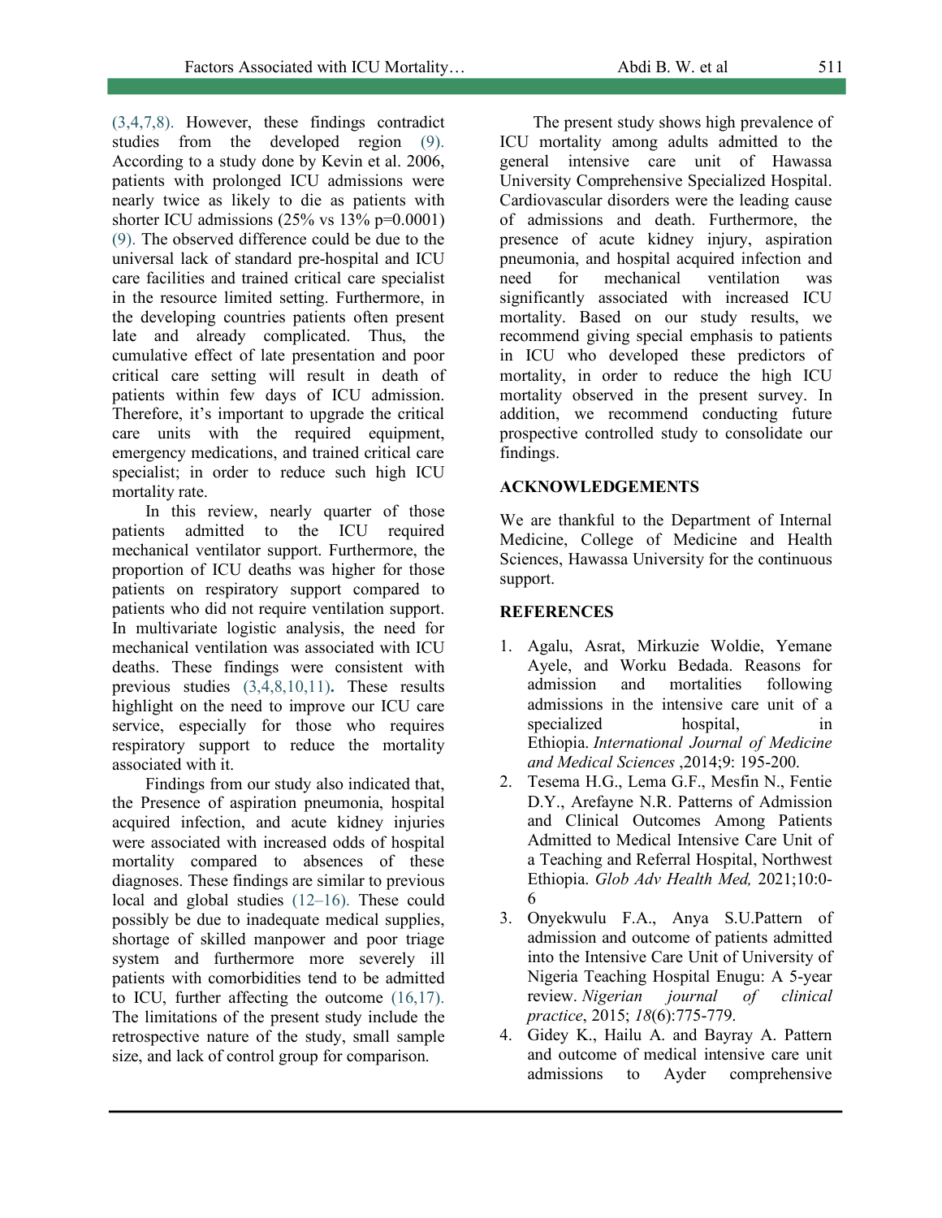(3,4,7,8). However, these findings contradict studies from the developed region (9). According to a study done by Kevin et al. 2006, patients with prolonged ICU admissions were nearly twice as likely to die as patients with shorter ICU admissions (25% vs 13% p=0.0001) (9). The observed difference could be due to the universal lack of standard pre-hospital and ICU care facilities and trained critical care specialist in the resource limited setting. Furthermore, in the developing countries patients often present late and already complicated. Thus, the cumulative effect of late presentation and poor critical care setting will result in death of patients within few days of ICU admission. Therefore, it's important to upgrade the critical care units with the required equipment, emergency medications, and trained critical care specialist; in order to reduce such high ICU mortality rate.

In this review, nearly quarter of those patients admitted to the ICU required mechanical ventilator support. Furthermore, the proportion of ICU deaths was higher for those patients on respiratory support compared to patients who did not require ventilation support. In multivariate logistic analysis, the need for mechanical ventilation was associated with ICU deaths. These findings were consistent with previous studies (3,4,8,10,11). These results highlight on the need to improve our ICU care service, especially for those who requires respiratory support to reduce the mortality associated with it.

Findings from our study also indicated that, the Presence of aspiration pneumonia, hospital acquired infection, and acute kidney injuries were associated with increased odds of hospital mortality compared to absences of these diagnoses. These findings are similar to previous local and global studies (12–16). These could possibly be due to inadequate medical supplies, shortage of skilled manpower and poor triage system and furthermore more severely ill patients with comorbidities tend to be admitted to ICU, further affecting the outcome (16,17). The limitations of the present study include the retrospective nature of the study, small sample size, and lack of control group for comparison.

The present study shows high prevalence of ICU mortality among adults admitted to the general intensive care unit of Hawassa University Comprehensive Specialized Hospital. Cardiovascular disorders were the leading cause of admissions and death. Furthermore, the presence of acute kidney injury, aspiration pneumonia, and hospital acquired infection and need for mechanical ventilation was significantly associated with increased ICU mortality. Based on our study results, we recommend giving special emphasis to patients in ICU who developed these predictors of mortality, in order to reduce the high ICU mortality observed in the present survey. In addition, we recommend conducting future prospective controlled study to consolidate our findings.

## ACKNOWLEDGEMENTS

We are thankful to the Department of Internal Medicine, College of Medicine and Health Sciences, Hawassa University for the continuous support.

## REFERENCES

1. Agalu, Asrat, Mirkuzie Woldie, Yemane Ayele, and Worku Bedada. Reasons for admission and mortalities following admissions in the intensive care unit of a specialized hospital, in Ethiopia. *International Journal of Medicine and Medical Sciences* ,2014;9: 195-200.
2. Tesema H.G., Lema G.F., Mesfin N., Fentie D.Y., Arefayne N.R. Patterns of Admission and Clinical Outcomes Among Patients Admitted to Medical Intensive Care Unit of a Teaching and Referral Hospital, Northwest Ethiopia. *Glob Adv Health Med,* 2021;10:0-6
3. Onyekwulu F.A., Anya S.U.Pattern of admission and outcome of patients admitted into the Intensive Care Unit of University of Nigeria Teaching Hospital Enugu: A 5-year review. *Nigerian journal of clinical practice*, 2015; *18*(6):775-779.
4. Gidey K., Hailu A. and Bayray A. Pattern and outcome of medical intensive care unit admissions to Ayder comprehensive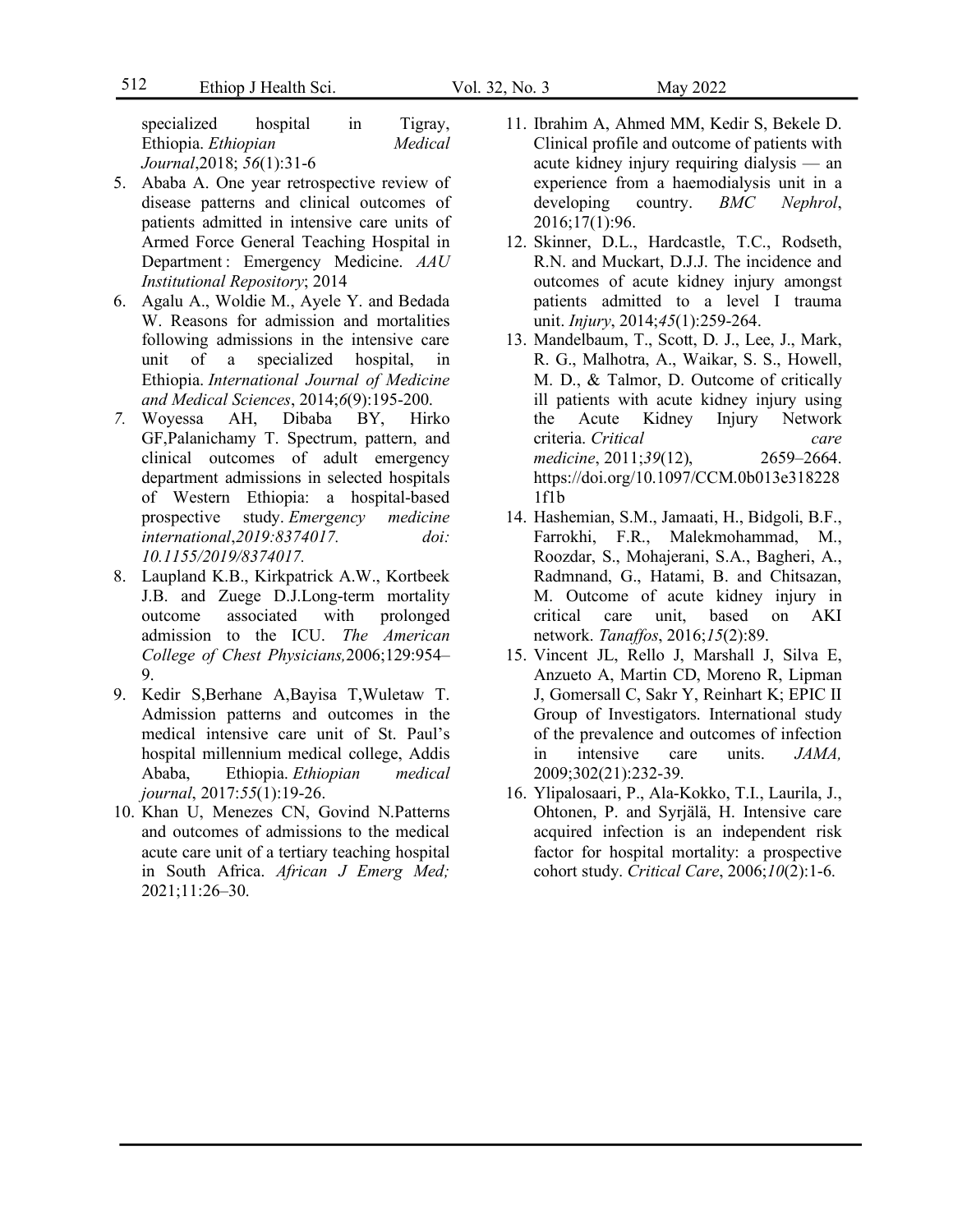specialized hospital in Tigray, Ethiopia. *Ethiopian Medical Journal*,2018; *56*(1):31-6

5. Ababa A. One year retrospective review of disease patterns and clinical outcomes of patients admitted in intensive care units of Armed Force General Teaching Hospital in Department : Emergency Medicine. *AAU Institutional Repository*; 2014
6. Agalu A., Woldie M., Ayele Y. and Bedada W. Reasons for admission and mortalities following admissions in the intensive care unit of a specialized hospital, in Ethiopia. *International Journal of Medicine and Medical Sciences*, 2014;*6*(9):195-200.
7. Woyessa AH, Dibaba BY, Hirko GF,Palanichamy T. Spectrum, pattern, and clinical outcomes of adult emergency department admissions in selected hospitals of Western Ethiopia: a hospital-based prospective study. *Emergency medicine international*,*2019:8374017. doi: 10.1155/2019/8374017.*
8. Laupland K.B., Kirkpatrick A.W., Kortbeek J.B. and Zuege D.J.Long-term mortality outcome associated with prolonged admission to the ICU. *The American College of Chest Physicians,*2006;129:954–9.
9. Kedir S,Berhane A,Bayisa T,Wuletaw T. Admission patterns and outcomes in the medical intensive care unit of St. Paul's hospital millennium medical college, Addis Ababa, Ethiopia. *Ethiopian medical journal*, 2017:*55*(1):19-26.
10. Khan U, Menezes CN, Govind N.Patterns and outcomes of admissions to the medical acute care unit of a tertiary teaching hospital in South Africa. *African J Emerg Med;* 2021;11:26–30.
11. Ibrahim A, Ahmed MM, Kedir S, Bekele D. Clinical profile and outcome of patients with acute kidney injury requiring dialysis — an experience from a haemodialysis unit in a developing country. *BMC Nephrol*, 2016;17(1):96.
12. Skinner, D.L., Hardcastle, T.C., Rodseth, R.N. and Muckart, D.J.J. The incidence and outcomes of acute kidney injury amongst patients admitted to a level I trauma unit. *Injury*, 2014;*45*(1):259-264.
13. Mandelbaum, T., Scott, D. J., Lee, J., Mark, R. G., Malhotra, A., Waikar, S. S., Howell, M. D., & Talmor, D. Outcome of critically ill patients with acute kidney injury using the Acute Kidney Injury Network criteria. *Critical care medicine*, 2011;*39*(12), 2659–2664. https://doi.org/10.1097/CCM.0b013e3182281f1b
14. Hashemian, S.M., Jamaati, H., Bidgoli, B.F., Farrokhi, F.R., Malekmohammad, M., Roozdar, S., Mohajerani, S.A., Bagheri, A., Radmnand, G., Hatami, B. and Chitsazan, M. Outcome of acute kidney injury in critical care unit, based on AKI network. *Tanaffos*, 2016;*15*(2):89.
15. Vincent JL, Rello J, Marshall J, Silva E, Anzueto A, Martin CD, Moreno R, Lipman J, Gomersall C, Sakr Y, Reinhart K; EPIC II Group of Investigators. International study of the prevalence and outcomes of infection in intensive care units. *JAMA,* 2009;302(21):232-39.
16. Ylipalosaari, P., Ala-Kokko, T.I., Laurila, J., Ohtonen, P. and Syrjälä, H. Intensive care acquired infection is an independent risk factor for hospital mortality: a prospective cohort study. *Critical Care*, 2006;*10*(2):1-6.